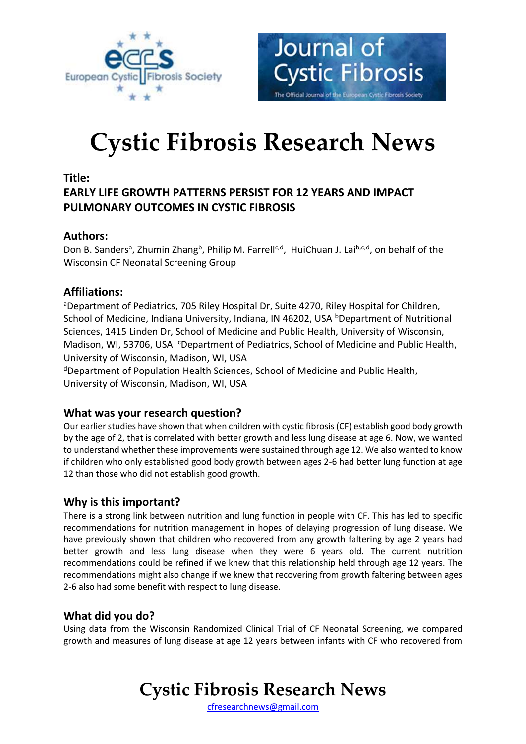# Cystic Fibrosis Research News

**Title:**

**EARLY LIFE GROWTH PATTERNS PERSIST FOR 12 YEARS AND IMPACT PULMONARY OUTCOMES IN CYSTIC FIBROSIS**

## Authors:

Don B. Sanders[a], Zhumin Zhang[b], Philip M. Farrell[c,d], HuiChuan J. Lai[b,c,d], on behalf of the Wisconsin CF Neonatal Screening Group

## Affiliations:

[a]Department of Pediatrics, 705 Riley Hospital Dr, Suite 4270, Riley Hospital for Children, School of Medicine, Indiana University, Indiana, IN 46202, USA [b]Department of Nutritional Sciences, 1415 Linden Dr, School of Medicine and Public Health, University of Wisconsin, Madison, WI, 53706, USA [c]Department of Pediatrics, School of Medicine and Public Health, University of Wisconsin, Madison, WI, USA

[d]Department of Population Health Sciences, School of Medicine and Public Health, University of Wisconsin, Madison, WI, USA

## What was your research question?

Our earlier studies have shown that when children with cystic fibrosis (CF) establish good body growth by the age of 2, that is correlated with better growth and less lung disease at age 6. Now, we wanted to understand whether these improvements were sustained through age 12. We also wanted to know if children who only established good body growth between ages 2-6 had better lung function at age 12 than those who did not establish good growth.

## Why is this important?

There is a strong link between nutrition and lung function in people with CF. This has led to specific recommendations for nutrition management in hopes of delaying progression of lung disease. We have previously shown that children who recovered from any growth faltering by age 2 years had better growth and less lung disease when they were 6 years old. The current nutrition recommendations could be refined if we knew that this relationship held through age 12 years. The recommendations might also change if we knew that recovering from growth faltering between ages 2-6 also had some benefit with respect to lung disease.

## What did you do?

Using data from the Wisconsin Randomized Clinical Trial of CF Neonatal Screening, we compared growth and measures of lung disease at age 12 years between infants with CF who recovered from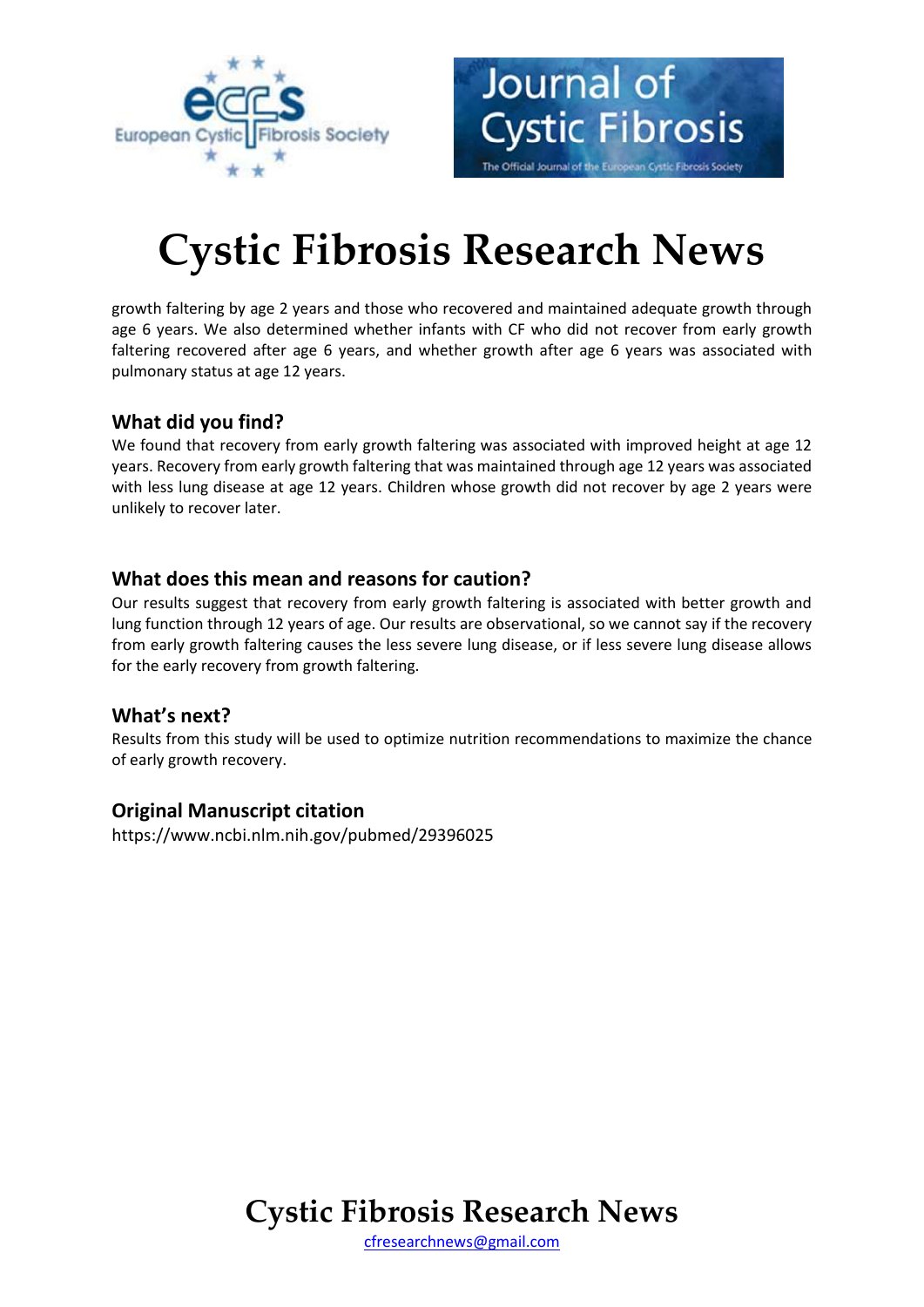growth faltering by age 2 years and those who recovered and maintained adequate growth through age 6 years. We also determined whether infants with CF who did not recover from early growth faltering recovered after age 6 years, and whether growth after age 6 years was associated with pulmonary status at age 12 years.

### What did you find?

We found that recovery from early growth faltering was associated with improved height at age 12 years. Recovery from early growth faltering that was maintained through age 12 years was associated with less lung disease at age 12 years. Children whose growth did not recover by age 2 years were unlikely to recover later.

### What does this mean and reasons for caution?

Our results suggest that recovery from early growth faltering is associated with better growth and lung function through 12 years of age. Our results are observational, so we cannot say if the recovery from early growth faltering causes the less severe lung disease, or if less severe lung disease allows for the early recovery from growth faltering.

### What's next?

Results from this study will be used to optimize nutrition recommendations to maximize the chance of early growth recovery.

### Original Manuscript citation

https://www.ncbi.nlm.nih.gov/pubmed/29396025